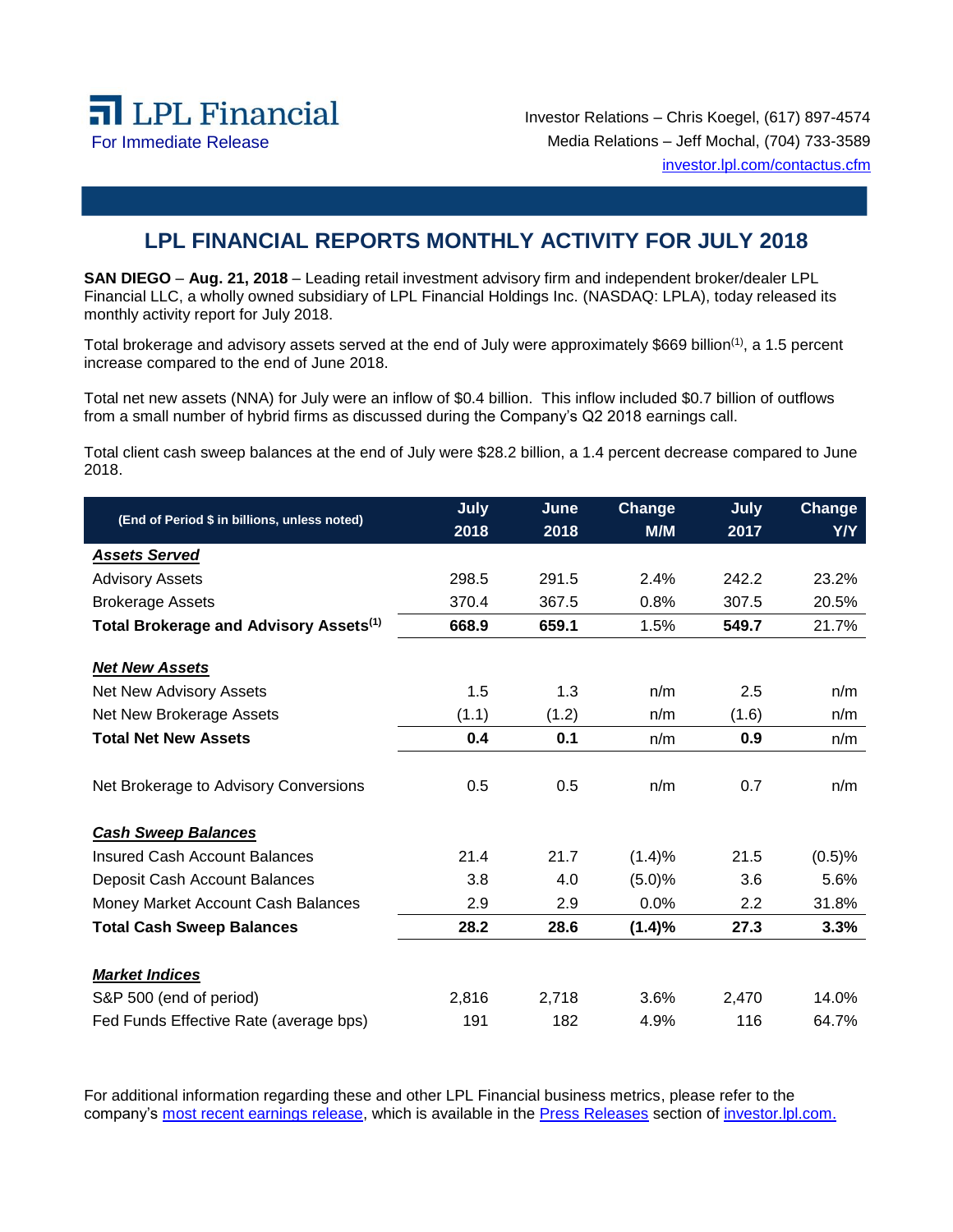LPL Financial

For Immediate Release

Investor Relations – Chris Koegel, (617) 897-4574
Media Relations – Jeff Mochal, (704) 733-3589
investor.lpl.com/contactus.cfm

# LPL FINANCIAL REPORTS MONTHLY ACTIVITY FOR JULY 2018

**SAN DIEGO** – **Aug. 21, 2018** – Leading retail investment advisory firm and independent broker/dealer LPL Financial LLC, a wholly owned subsidiary of LPL Financial Holdings Inc. (NASDAQ: LPLA), today released its monthly activity report for July 2018.

Total brokerage and advisory assets served at the end of July were approximately $669 billion(1), a 1.5 percent increase compared to the end of June 2018.

Total net new assets (NNA) for July were an inflow of $0.4 billion. This inflow included $0.7 billion of outflows from a small number of hybrid firms as discussed during the Company's Q2 2018 earnings call.

Total client cash sweep balances at the end of July were $28.2 billion, a 1.4 percent decrease compared to June 2018.

| (End of Period $ in billions, unless noted) | July 2018 | June 2018 | Change M/M | July 2017 | Change Y/Y |
|---|---|---|---|---|---|
| ***Assets Served*** | | | | | |
| Advisory Assets | 298.5 | 291.5 | 2.4% | 242.2 | 23.2% |
| Brokerage Assets | 370.4 | 367.5 | 0.8% | 307.5 | 20.5% |
| **Total Brokerage and Advisory Assets(1)** | **668.9** | **659.1** | 1.5% | **549.7** | 21.7% |
| ***Net New Assets*** | | | | | |
| Net New Advisory Assets | 1.5 | 1.3 | n/m | 2.5 | n/m |
| Net New Brokerage Assets | (1.1) | (1.2) | n/m | (1.6) | n/m |
| **Total Net New Assets** | **0.4** | **0.1** | n/m | **0.9** | n/m |
| Net Brokerage to Advisory Conversions | 0.5 | 0.5 | n/m | 0.7 | n/m |
| ***Cash Sweep Balances*** | | | | | |
| Insured Cash Account Balances | 21.4 | 21.7 | (1.4)% | 21.5 | (0.5)% |
| Deposit Cash Account Balances | 3.8 | 4.0 | (5.0)% | 3.6 | 5.6% |
| Money Market Account Cash Balances | 2.9 | 2.9 | 0.0% | 2.2 | 31.8% |
| **Total Cash Sweep Balances** | **28.2** | **28.6** | **(1.4)%** | **27.3** | **3.3%** |
| ***Market Indices*** | | | | | |
| S&P 500 (end of period) | 2,816 | 2,718 | 3.6% | 2,470 | 14.0% |
| Fed Funds Effective Rate (average bps) | 191 | 182 | 4.9% | 116 | 64.7% |

For additional information regarding these and other LPL Financial business metrics, please refer to the company's most recent earnings release, which is available in the Press Releases section of investor.lpl.com.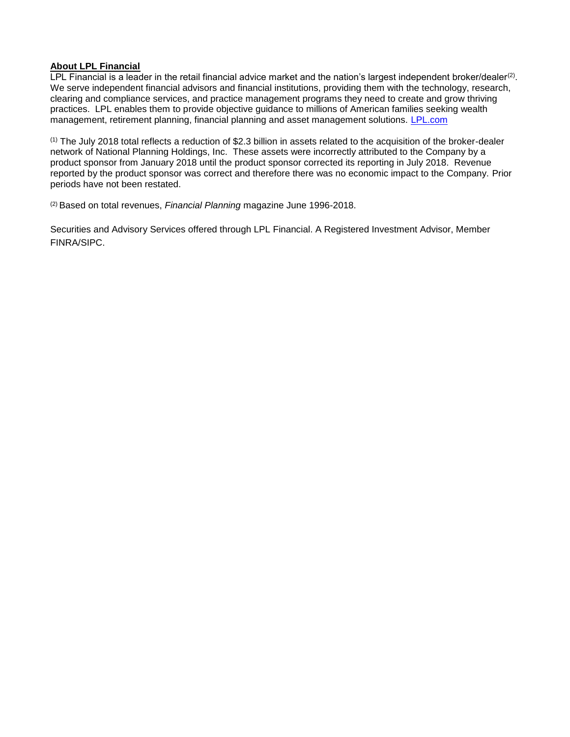**About LPL Financial**

LPL Financial is a leader in the retail financial advice market and the nation's largest independent broker/dealer[2]. We serve independent financial advisors and financial institutions, providing them with the technology, research, clearing and compliance services, and practice management programs they need to create and grow thriving practices. LPL enables them to provide objective guidance to millions of American families seeking wealth management, retirement planning, financial planning and asset management solutions. [LPL.com](LPL.com)

[1] The July 2018 total reflects a reduction of $2.3 billion in assets related to the acquisition of the broker-dealer network of National Planning Holdings, Inc. These assets were incorrectly attributed to the Company by a product sponsor from January 2018 until the product sponsor corrected its reporting in July 2018. Revenue reported by the product sponsor was correct and therefore there was no economic impact to the Company. Prior periods have not been restated.

[2] Based on total revenues, *Financial Planning* magazine June 1996-2018.

Securities and Advisory Services offered through LPL Financial. A Registered Investment Advisor, Member FINRA/SIPC.